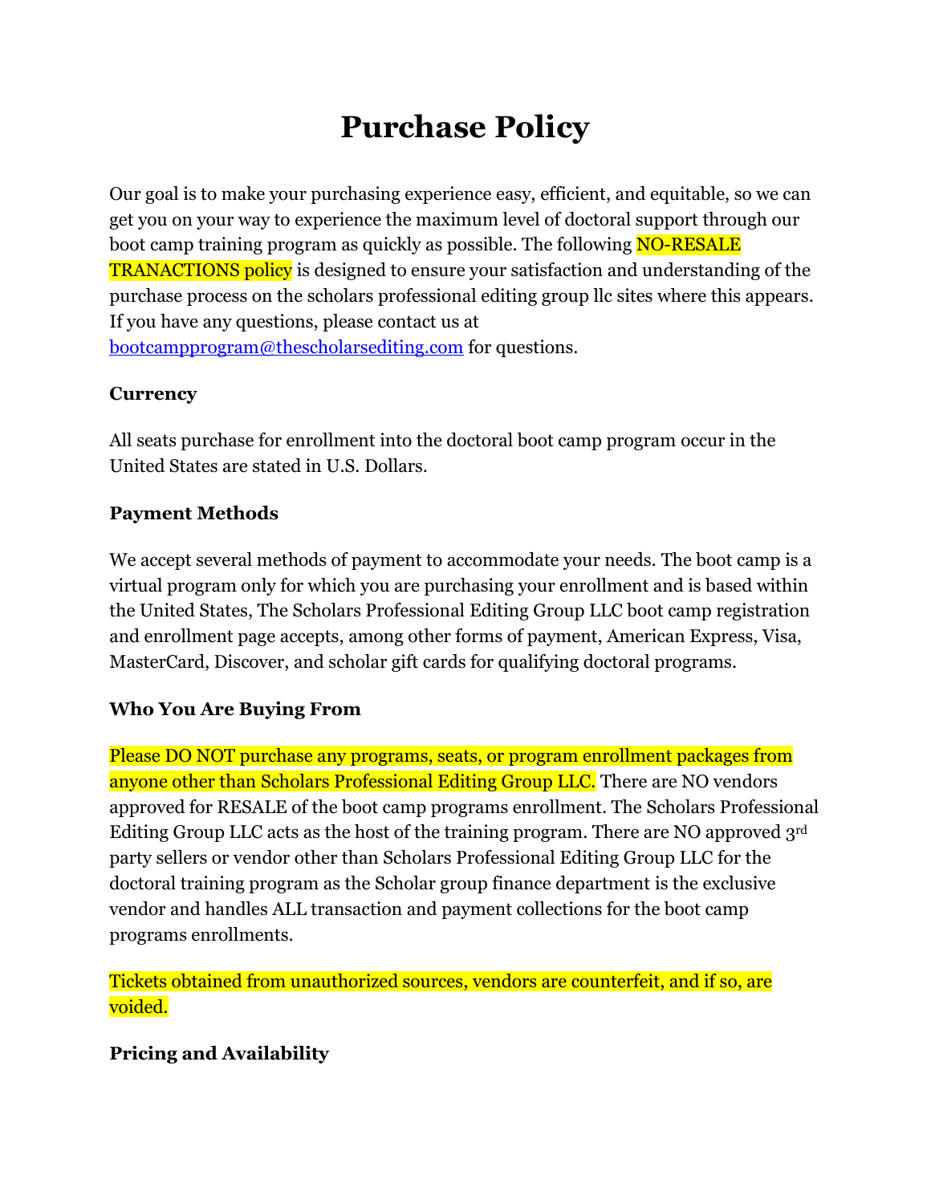# Purchase Policy

Our goal is to make your purchasing experience easy, efficient, and equitable, so we can get you on your way to experience the maximum level of doctoral support through our boot camp training program as quickly as possible. The following NO-RESALE TRANACTIONS policy is designed to ensure your satisfaction and understanding of the purchase process on the scholars professional editing group llc sites where this appears. If you have any questions, please contact us at [bootcampprogram@thescholarsediting.com](mailto:bootcampprogram@thescholarsediting.com) for questions.

**Currency**

All seats purchase for enrollment into the doctoral boot camp program occur in the United States are stated in U.S. Dollars.

**Payment Methods**

We accept several methods of payment to accommodate your needs. The boot camp is a virtual program only for which you are purchasing your enrollment and is based within the United States, The Scholars Professional Editing Group LLC boot camp registration and enrollment page accepts, among other forms of payment, American Express, Visa, MasterCard, Discover, and scholar gift cards for qualifying doctoral programs.

**Who You Are Buying From**

Please DO NOT purchase any programs, seats, or program enrollment packages from anyone other than Scholars Professional Editing Group LLC. There are NO vendors approved for RESALE of the boot camp programs enrollment. The Scholars Professional Editing Group LLC acts as the host of the training program. There are NO approved 3rd party sellers or vendor other than Scholars Professional Editing Group LLC for the doctoral training program as the Scholar group finance department is the exclusive vendor and handles ALL transaction and payment collections for the boot camp programs enrollments.

Tickets obtained from unauthorized sources, vendors are counterfeit, and if so, are voided.

**Pricing and Availability**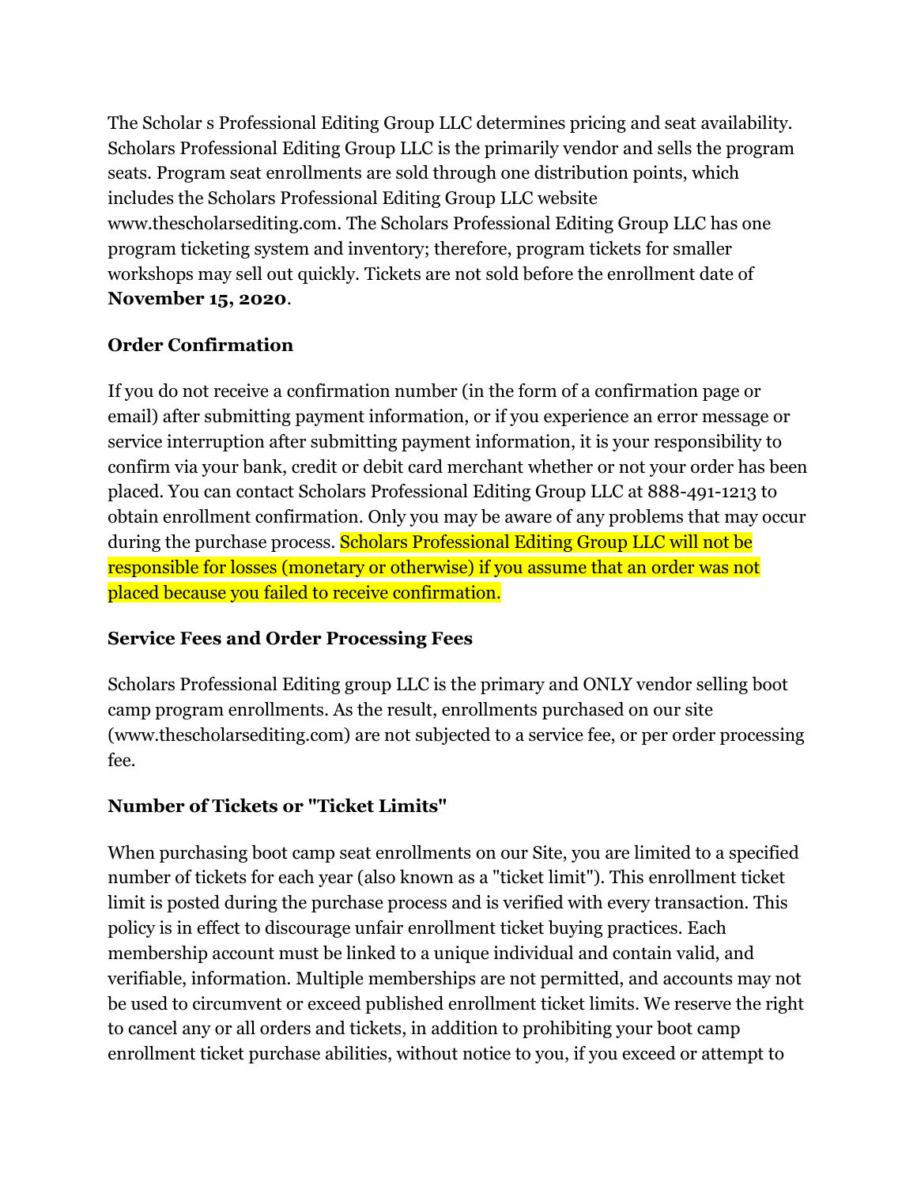The Scholar s Professional Editing Group LLC determines pricing and seat availability. Scholars Professional Editing Group LLC is the primarily vendor and sells the program seats. Program seat enrollments are sold through one distribution points, which includes the Scholars Professional Editing Group LLC website www.thescholarsediting.com. The Scholars Professional Editing Group LLC has one program ticketing system and inventory; therefore, program tickets for smaller workshops may sell out quickly. Tickets are not sold before the enrollment date of **November 15, 2020**.

### Order Confirmation

If you do not receive a confirmation number (in the form of a confirmation page or email) after submitting payment information, or if you experience an error message or service interruption after submitting payment information, it is your responsibility to confirm via your bank, credit or debit card merchant whether or not your order has been placed. You can contact Scholars Professional Editing Group LLC at 888-491-1213 to obtain enrollment confirmation. Only you may be aware of any problems that may occur during the purchase process. Scholars Professional Editing Group LLC will not be responsible for losses (monetary or otherwise) if you assume that an order was not placed because you failed to receive confirmation.

### Service Fees and Order Processing Fees

Scholars Professional Editing group LLC is the primary and ONLY vendor selling boot camp program enrollments. As the result, enrollments purchased on our site (www.thescholarsediting.com) are not subjected to a service fee, or per order processing fee.

### Number of Tickets or "Ticket Limits"

When purchasing boot camp seat enrollments on our Site, you are limited to a specified number of tickets for each year (also known as a "ticket limit"). This enrollment ticket limit is posted during the purchase process and is verified with every transaction. This policy is in effect to discourage unfair enrollment ticket buying practices. Each membership account must be linked to a unique individual and contain valid, and verifiable, information. Multiple memberships are not permitted, and accounts may not be used to circumvent or exceed published enrollment ticket limits. We reserve the right to cancel any or all orders and tickets, in addition to prohibiting your boot camp enrollment ticket purchase abilities, without notice to you, if you exceed or attempt to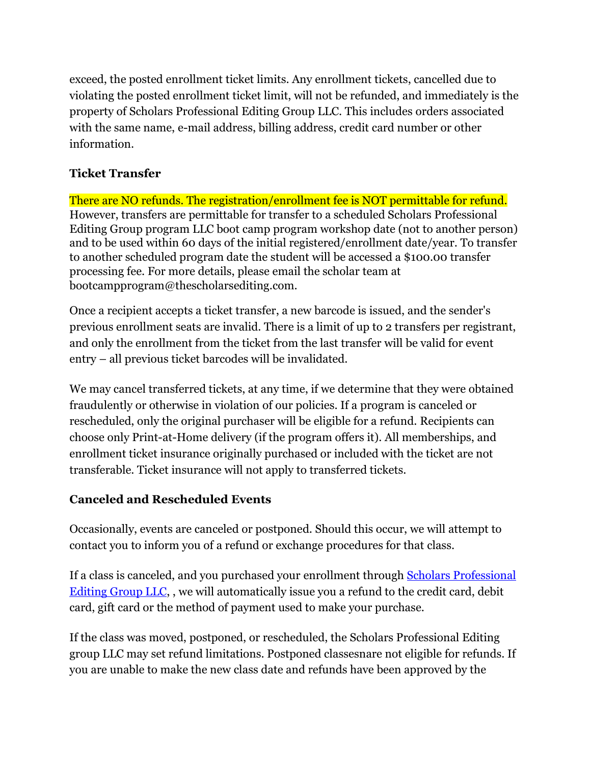exceed, the posted enrollment ticket limits. Any enrollment tickets, cancelled due to violating the posted enrollment ticket limit, will not be refunded, and immediately is the property of Scholars Professional Editing Group LLC. This includes orders associated with the same name, e-mail address, billing address, credit card number or other information.

**Ticket Transfer**

There are NO refunds. The registration/enrollment fee is NOT permittable for refund. However, transfers are permittable for transfer to a scheduled Scholars Professional Editing Group program LLC boot camp program workshop date (not to another person) and to be used within 60 days of the initial registered/enrollment date/year. To transfer to another scheduled program date the student will be accessed a $100.00 transfer processing fee. For more details, please email the scholar team at bootcampprogram@thescholarsediting.com.

Once a recipient accepts a ticket transfer, a new barcode is issued, and the sender's previous enrollment seats are invalid. There is a limit of up to 2 transfers per registrant, and only the enrollment from the ticket from the last transfer will be valid for event entry – all previous ticket barcodes will be invalidated.

We may cancel transferred tickets, at any time, if we determine that they were obtained fraudulently or otherwise in violation of our policies. If a program is canceled or rescheduled, only the original purchaser will be eligible for a refund. Recipients can choose only Print-at-Home delivery (if the program offers it). All memberships, and enrollment ticket insurance originally purchased or included with the ticket are not transferable. Ticket insurance will not apply to transferred tickets.

**Canceled and Rescheduled Events**

Occasionally, events are canceled or postponed. Should this occur, we will attempt to contact you to inform you of a refund or exchange procedures for that class.

If a class is canceled, and you purchased your enrollment through Scholars Professional Editing Group LLC, , we will automatically issue you a refund to the credit card, debit card, gift card or the method of payment used to make your purchase.

If the class was moved, postponed, or rescheduled, the Scholars Professional Editing group LLC may set refund limitations. Postponed classesnare not eligible for refunds. If you are unable to make the new class date and refunds have been approved by the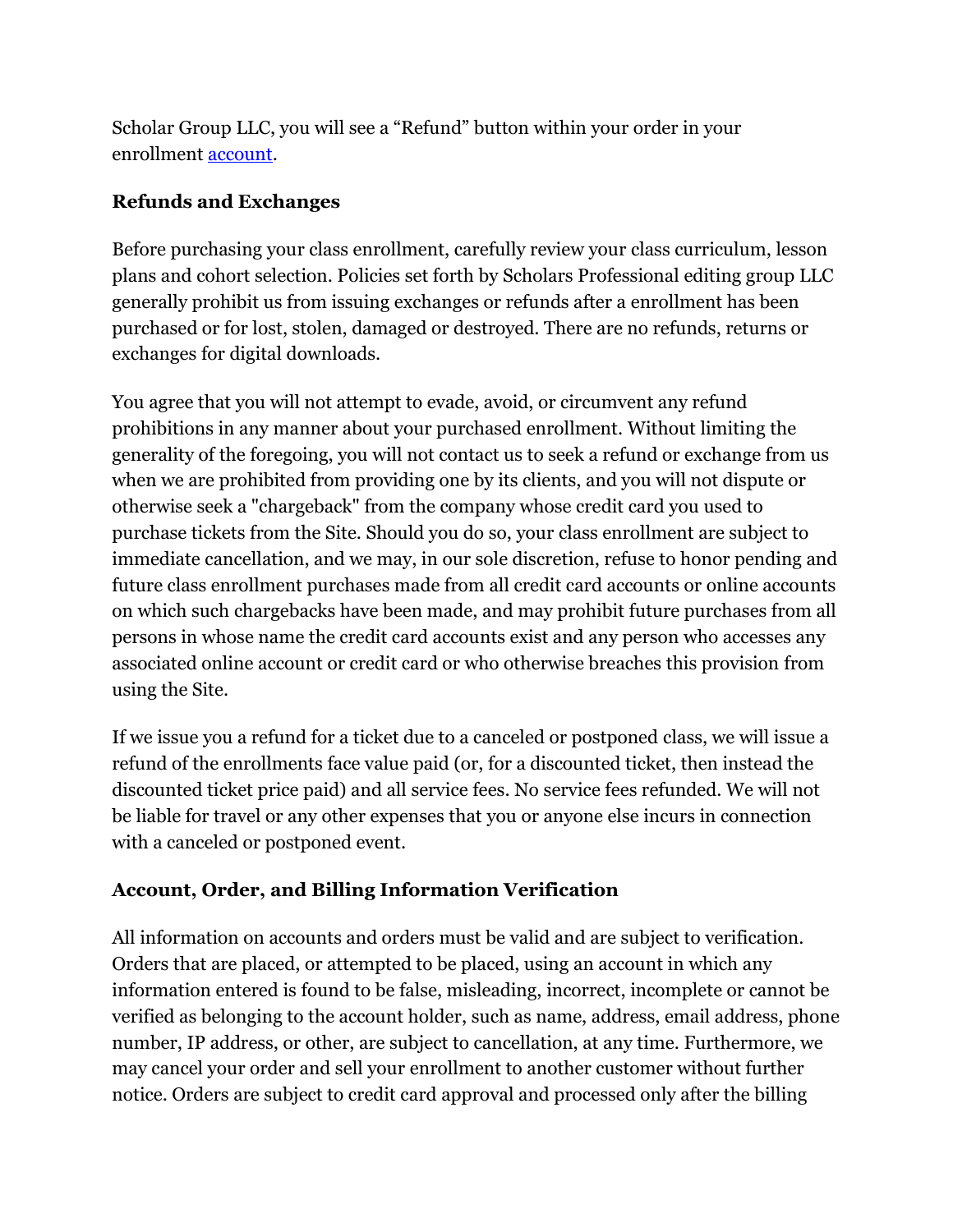Scholar Group LLC, you will see a “Refund” button within your order in your enrollment [account](#).

**Refunds and Exchanges**

Before purchasing your class enrollment, carefully review your class curriculum, lesson plans and cohort selection. Policies set forth by Scholars Professional editing group LLC generally prohibit us from issuing exchanges or refunds after a enrollment has been purchased or for lost, stolen, damaged or destroyed. There are no refunds, returns or exchanges for digital downloads.

You agree that you will not attempt to evade, avoid, or circumvent any refund prohibitions in any manner about your purchased enrollment. Without limiting the generality of the foregoing, you will not contact us to seek a refund or exchange from us when we are prohibited from providing one by its clients, and you will not dispute or otherwise seek a "chargeback" from the company whose credit card you used to purchase tickets from the Site. Should you do so, your class enrollment are subject to immediate cancellation, and we may, in our sole discretion, refuse to honor pending and future class enrollment purchases made from all credit card accounts or online accounts on which such chargebacks have been made, and may prohibit future purchases from all persons in whose name the credit card accounts exist and any person who accesses any associated online account or credit card or who otherwise breaches this provision from using the Site.

If we issue you a refund for a ticket due to a canceled or postponed class, we will issue a refund of the enrollments face value paid (or, for a discounted ticket, then instead the discounted ticket price paid) and all service fees. No service fees refunded. We will not be liable for travel or any other expenses that you or anyone else incurs in connection with a canceled or postponed event.

**Account, Order, and Billing Information Verification**

All information on accounts and orders must be valid and are subject to verification. Orders that are placed, or attempted to be placed, using an account in which any information entered is found to be false, misleading, incorrect, incomplete or cannot be verified as belonging to the account holder, such as name, address, email address, phone number, IP address, or other, are subject to cancellation, at any time. Furthermore, we may cancel your order and sell your enrollment to another customer without further notice. Orders are subject to credit card approval and processed only after the billing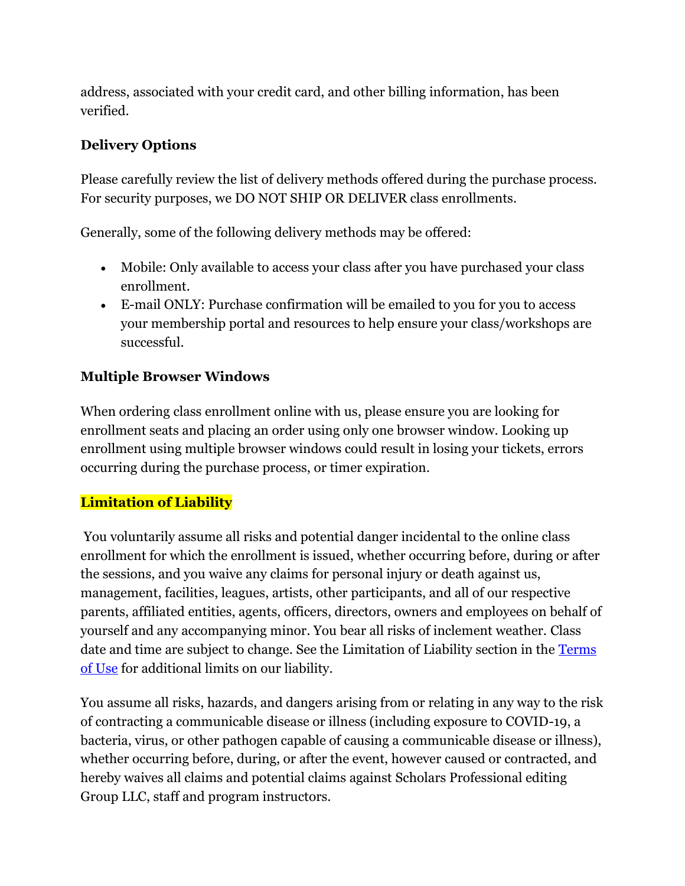address, associated with your credit card, and other billing information, has been verified.

**Delivery Options**

Please carefully review the list of delivery methods offered during the purchase process. For security purposes, we DO NOT SHIP OR DELIVER class enrollments.

Generally, some of the following delivery methods may be offered:

- Mobile: Only available to access your class after you have purchased your class enrollment.
- E-mail ONLY: Purchase confirmation will be emailed to you for you to access your membership portal and resources to help ensure your class/workshops are successful.

**Multiple Browser Windows**

When ordering class enrollment online with us, please ensure you are looking for enrollment seats and placing an order using only one browser window. Looking up enrollment using multiple browser windows could result in losing your tickets, errors occurring during the purchase process, or timer expiration.

**Limitation of Liability**

You voluntarily assume all risks and potential danger incidental to the online class enrollment for which the enrollment is issued, whether occurring before, during or after the sessions, and you waive any claims for personal injury or death against us, management, facilities, leagues, artists, other participants, and all of our respective parents, affiliated entities, agents, officers, directors, owners and employees on behalf of yourself and any accompanying minor. You bear all risks of inclement weather. Class date and time are subject to change. See the Limitation of Liability section in the Terms of Use for additional limits on our liability.

You assume all risks, hazards, and dangers arising from or relating in any way to the risk of contracting a communicable disease or illness (including exposure to COVID-19, a bacteria, virus, or other pathogen capable of causing a communicable disease or illness), whether occurring before, during, or after the event, however caused or contracted, and hereby waives all claims and potential claims against Scholars Professional editing Group LLC, staff and program instructors.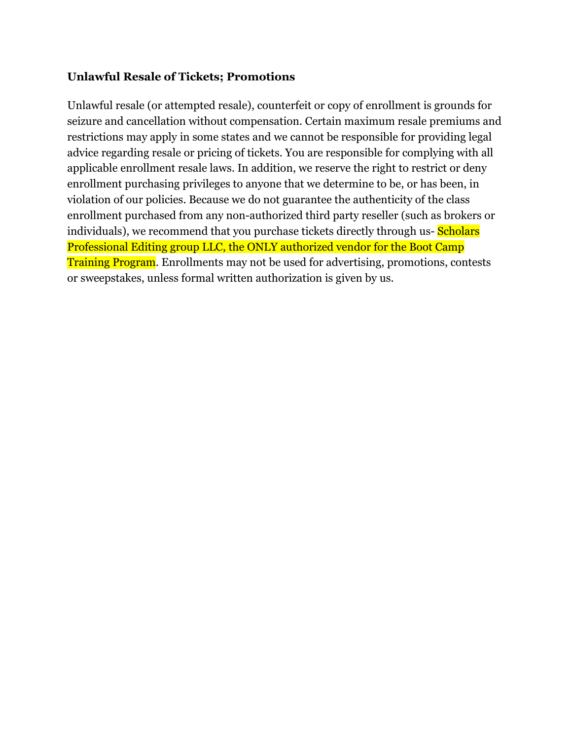### **Unlawful Resale of Tickets; Promotions**

Unlawful resale (or attempted resale), counterfeit or copy of enrollment is grounds for seizure and cancellation without compensation. Certain maximum resale premiums and restrictions may apply in some states and we cannot be responsible for providing legal advice regarding resale or pricing of tickets. You are responsible for complying with all applicable enrollment resale laws. In addition, we reserve the right to restrict or deny enrollment purchasing privileges to anyone that we determine to be, or has been, in violation of our policies. Because we do not guarantee the authenticity of the class enrollment purchased from any non-authorized third party reseller (such as brokers or individuals), we recommend that you purchase tickets directly through us- Scholars Professional Editing group LLC, the ONLY authorized vendor for the Boot Camp Training Program. Enrollments may not be used for advertising, promotions, contests or sweepstakes, unless formal written authorization is given by us.